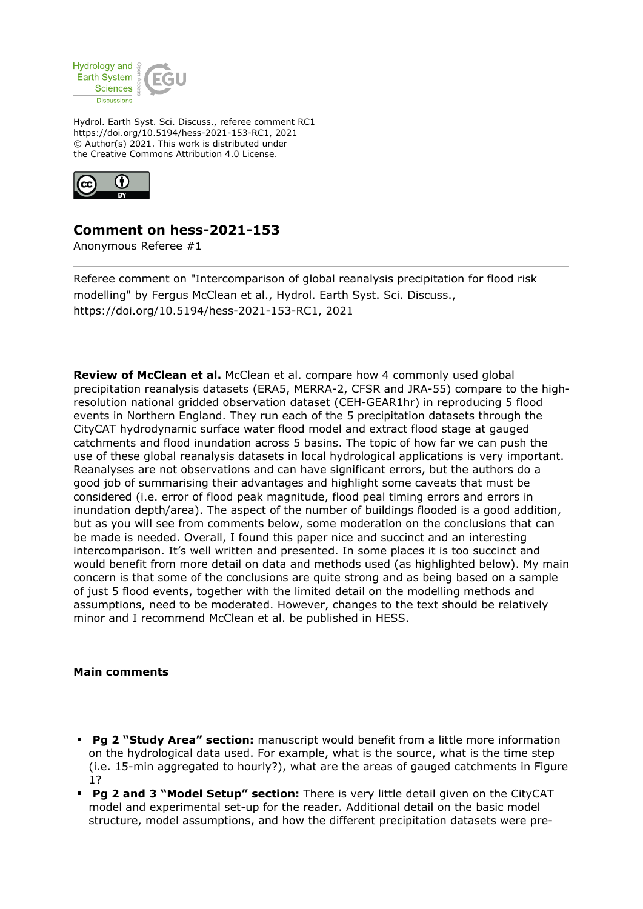Hydrol. Earth Syst. Sci. Discuss., referee comment RC1
https://doi.org/10.5194/hess-2021-153-RC1, 2021
© Author(s) 2021. This work is distributed under
the Creative Commons Attribution 4.0 License.

## Comment on hess-2021-153

Anonymous Referee #1

---

Referee comment on "Intercomparison of global reanalysis precipitation for flood risk modelling" by Fergus McClean et al., Hydrol. Earth Syst. Sci. Discuss., https://doi.org/10.5194/hess-2021-153-RC1, 2021

---

**Review of McClean et al.** McClean et al. compare how 4 commonly used global precipitation reanalysis datasets (ERA5, MERRA-2, CFSR and JRA-55) compare to the high-resolution national gridded observation dataset (CEH-GEAR1hr) in reproducing 5 flood events in Northern England. They run each of the 5 precipitation datasets through the CityCAT hydrodynamic surface water flood model and extract flood stage at gauged catchments and flood inundation across 5 basins. The topic of how far we can push the use of these global reanalysis datasets in local hydrological applications is very important. Reanalyses are not observations and can have significant errors, but the authors do a good job of summarising their advantages and highlight some caveats that must be considered (i.e. error of flood peak magnitude, flood peal timing errors and errors in inundation depth/area). The aspect of the number of buildings flooded is a good addition, but as you will see from comments below, some moderation on the conclusions that can be made is needed. Overall, I found this paper nice and succinct and an interesting intercomparison. It's well written and presented. In some places it is too succinct and would benefit from more detail on data and methods used (as highlighted below). My main concern is that some of the conclusions are quite strong and as being based on a sample of just 5 flood events, together with the limited detail on the modelling methods and assumptions, need to be moderated. However, changes to the text should be relatively minor and I recommend McClean et al. be published in HESS.

**Main comments**

- **Pg 2 "Study Area" section:** manuscript would benefit from a little more information on the hydrological data used. For example, what is the source, what is the time step (i.e. 15-min aggregated to hourly?), what are the areas of gauged catchments in Figure 1?
- **Pg 2 and 3 "Model Setup" section:** There is very little detail given on the CityCAT model and experimental set-up for the reader. Additional detail on the basic model structure, model assumptions, and how the different precipitation datasets were pre-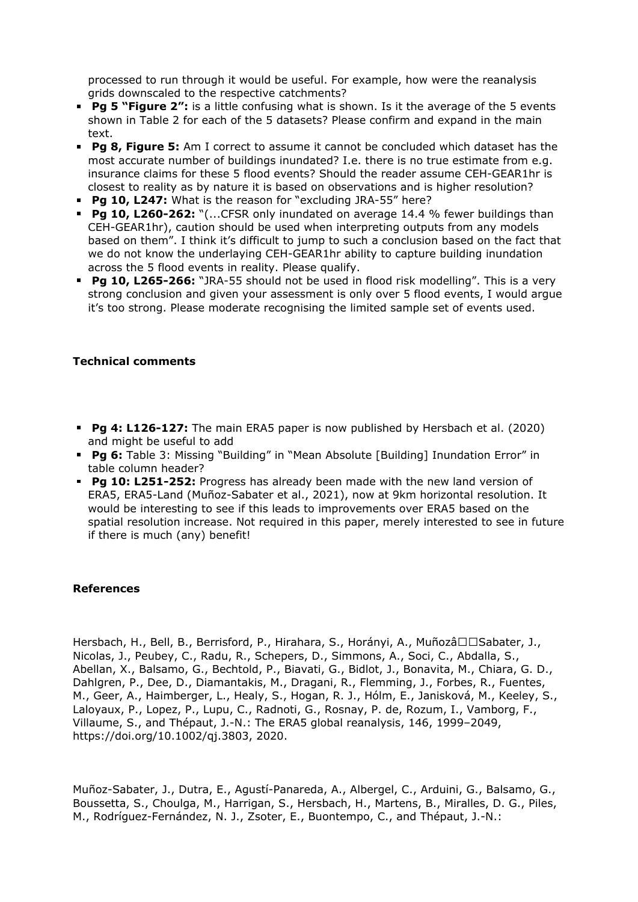processed to run through it would be useful. For example, how were the reanalysis grids downscaled to the respective catchments?

- **Pg 5 "Figure 2":** is a little confusing what is shown. Is it the average of the 5 events shown in Table 2 for each of the 5 datasets? Please confirm and expand in the main text.
- **Pg 8, Figure 5:** Am I correct to assume it cannot be concluded which dataset has the most accurate number of buildings inundated? I.e. there is no true estimate from e.g. insurance claims for these 5 flood events? Should the reader assume CEH-GEAR1hr is closest to reality as by nature it is based on observations and is higher resolution?
- **Pg 10, L247:** What is the reason for "excluding JRA-55" here?
- **Pg 10, L260-262:** "(...CFSR only inundated on average 14.4 % fewer buildings than CEH-GEAR1hr), caution should be used when interpreting outputs from any models based on them". I think it's difficult to jump to such a conclusion based on the fact that we do not know the underlaying CEH-GEAR1hr ability to capture building inundation across the 5 flood events in reality. Please qualify.
- **Pg 10, L265-266:** "JRA-55 should not be used in flood risk modelling". This is a very strong conclusion and given your assessment is only over 5 flood events, I would argue it's too strong. Please moderate recognising the limited sample set of events used.

**Technical comments**

- **Pg 4: L126-127:** The main ERA5 paper is now published by Hersbach et al. (2020) and might be useful to add
- **Pg 6:** Table 3: Missing "Building" in "Mean Absolute [Building] Inundation Error" in table column header?
- **Pg 10: L251-252:** Progress has already been made with the new land version of ERA5, ERA5-Land (Muñoz-Sabater et al., 2021), now at 9km horizontal resolution. It would be interesting to see if this leads to improvements over ERA5 based on the spatial resolution increase. Not required in this paper, merely interested to see in future if there is much (any) benefit!

**References**

Hersbach, H., Bell, B., Berrisford, P., Hirahara, S., Horányi, A., Muñozâ□□Sabater, J., Nicolas, J., Peubey, C., Radu, R., Schepers, D., Simmons, A., Soci, C., Abdalla, S., Abellan, X., Balsamo, G., Bechtold, P., Biavati, G., Bidlot, J., Bonavita, M., Chiara, G. D., Dahlgren, P., Dee, D., Diamantakis, M., Dragani, R., Flemming, J., Forbes, R., Fuentes, M., Geer, A., Haimberger, L., Healy, S., Hogan, R. J., Hólm, E., Janisková, M., Keeley, S., Laloyaux, P., Lopez, P., Lupu, C., Radnoti, G., Rosnay, P. de, Rozum, I., Vamborg, F., Villaume, S., and Thépaut, J.-N.: The ERA5 global reanalysis, 146, 1999–2049, https://doi.org/10.1002/qj.3803, 2020.

Muñoz-Sabater, J., Dutra, E., Agustí-Panareda, A., Albergel, C., Arduini, G., Balsamo, G., Boussetta, S., Choulga, M., Harrigan, S., Hersbach, H., Martens, B., Miralles, D. G., Piles, M., Rodríguez-Fernández, N. J., Zsoter, E., Buontempo, C., and Thépaut, J.-N.: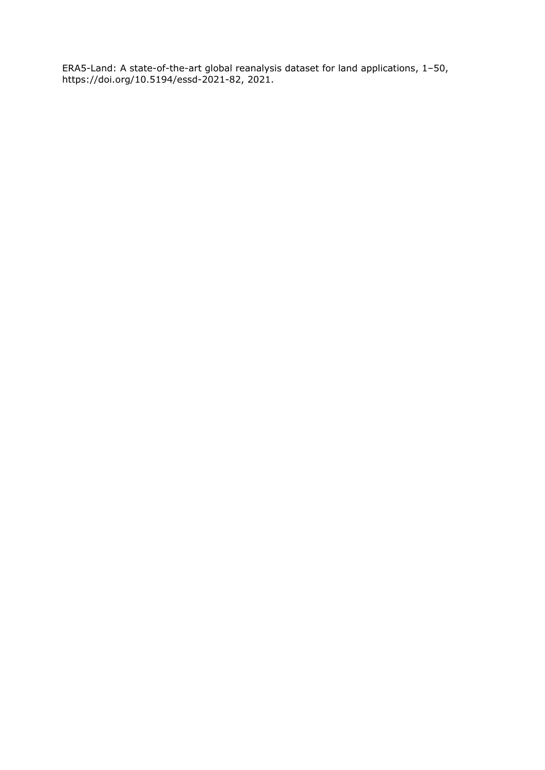ERA5-Land: A state-of-the-art global reanalysis dataset for land applications, 1–50, https://doi.org/10.5194/essd-2021-82, 2021.